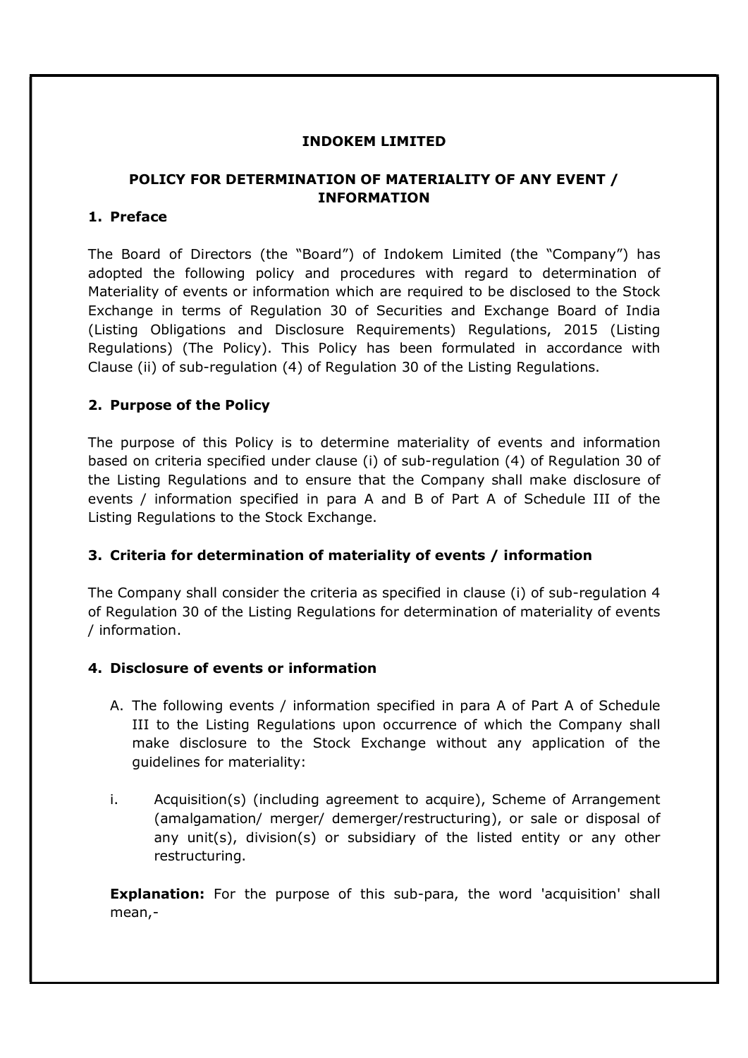# INDOKEM LIMITED

## POLICY FOR DETERMINATION OF MATERIALITY OF ANY EVENT / INFORMATION

### 1. Preface

The Board of Directors (the "Board") of Indokem Limited (the "Company") has adopted the following policy and procedures with regard to determination of Materiality of events or information which are required to be disclosed to the Stock Exchange in terms of Regulation 30 of Securities and Exchange Board of India (Listing Obligations and Disclosure Requirements) Regulations, 2015 (Listing Regulations) (The Policy). This Policy has been formulated in accordance with Clause (ii) of sub-regulation (4) of Regulation 30 of the Listing Regulations.

### 2. Purpose of the Policy

The purpose of this Policy is to determine materiality of events and information based on criteria specified under clause (i) of sub-regulation (4) of Regulation 30 of the Listing Regulations and to ensure that the Company shall make disclosure of events / information specified in para A and B of Part A of Schedule III of the Listing Regulations to the Stock Exchange.

### 3. Criteria for determination of materiality of events / information

The Company shall consider the criteria as specified in clause (i) of sub-regulation 4 of Regulation 30 of the Listing Regulations for determination of materiality of events / information.

### 4. Disclosure of events or information

A. The following events / information specified in para A of Part A of Schedule III to the Listing Regulations upon occurrence of which the Company shall make disclosure to the Stock Exchange without any application of the guidelines for materiality:

i. Acquisition(s) (including agreement to acquire), Scheme of Arrangement (amalgamation/ merger/ demerger/restructuring), or sale or disposal of any unit(s), division(s) or subsidiary of the listed entity or any other restructuring.

**Explanation:** For the purpose of this sub-para, the word 'acquisition' shall mean,-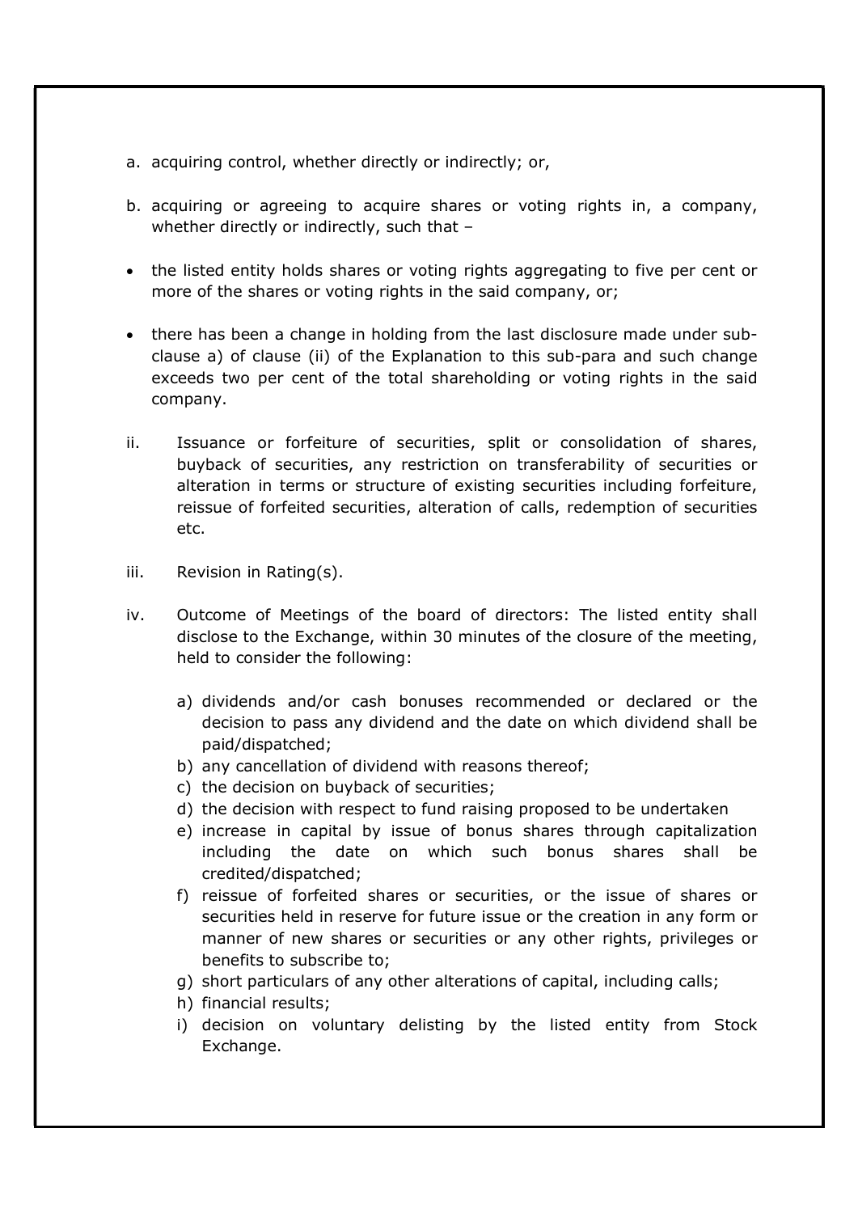a. acquiring control, whether directly or indirectly; or,

b. acquiring or agreeing to acquire shares or voting rights in, a company, whether directly or indirectly, such that –

- the listed entity holds shares or voting rights aggregating to five per cent or more of the shares or voting rights in the said company, or;

- there has been a change in holding from the last disclosure made under sub-clause a) of clause (ii) of the Explanation to this sub-para and such change exceeds two per cent of the total shareholding or voting rights in the said company.

ii. Issuance or forfeiture of securities, split or consolidation of shares, buyback of securities, any restriction on transferability of securities or alteration in terms or structure of existing securities including forfeiture, reissue of forfeited securities, alteration of calls, redemption of securities etc.

iii. Revision in Rating(s).

iv. Outcome of Meetings of the board of directors: The listed entity shall disclose to the Exchange, within 30 minutes of the closure of the meeting, held to consider the following:

   a) dividends and/or cash bonuses recommended or declared or the decision to pass any dividend and the date on which dividend shall be paid/dispatched;
   b) any cancellation of dividend with reasons thereof;
   c) the decision on buyback of securities;
   d) the decision with respect to fund raising proposed to be undertaken
   e) increase in capital by issue of bonus shares through capitalization including the date on which such bonus shares shall be credited/dispatched;
   f) reissue of forfeited shares or securities, or the issue of shares or securities held in reserve for future issue or the creation in any form or manner of new shares or securities or any other rights, privileges or benefits to subscribe to;
   g) short particulars of any other alterations of capital, including calls;
   h) financial results;
   i) decision on voluntary delisting by the listed entity from Stock Exchange.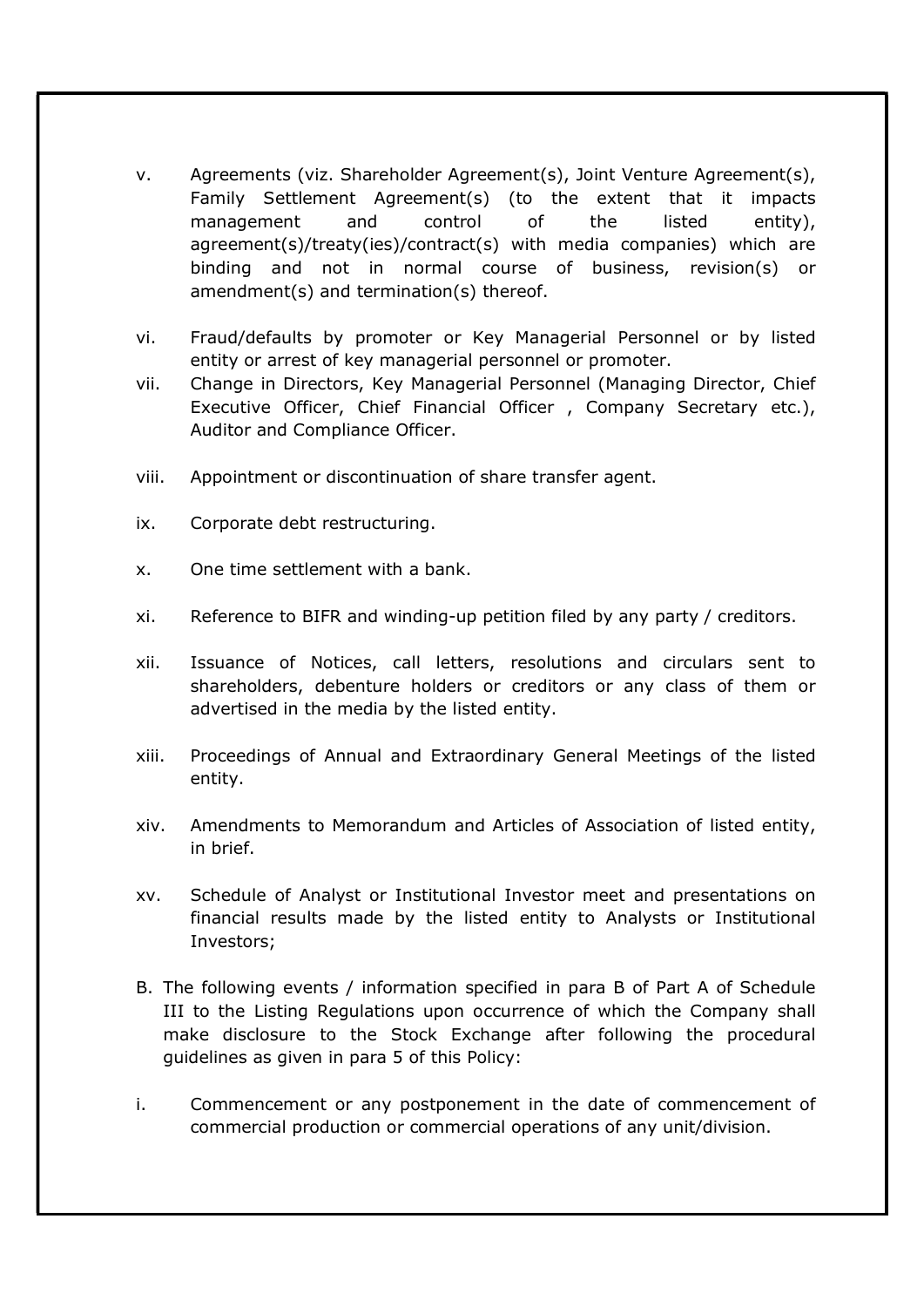v. Agreements (viz. Shareholder Agreement(s), Joint Venture Agreement(s), Family Settlement Agreement(s) (to the extent that it impacts management and control of the listed entity), agreement(s)/treaty(ies)/contract(s) with media companies) which are binding and not in normal course of business, revision(s) or amendment(s) and termination(s) thereof.

vi. Fraud/defaults by promoter or Key Managerial Personnel or by listed entity or arrest of key managerial personnel or promoter.

vii. Change in Directors, Key Managerial Personnel (Managing Director, Chief Executive Officer, Chief Financial Officer , Company Secretary etc.), Auditor and Compliance Officer.

viii. Appointment or discontinuation of share transfer agent.

ix. Corporate debt restructuring.

x. One time settlement with a bank.

xi. Reference to BIFR and winding-up petition filed by any party / creditors.

xii. Issuance of Notices, call letters, resolutions and circulars sent to shareholders, debenture holders or creditors or any class of them or advertised in the media by the listed entity.

xiii. Proceedings of Annual and Extraordinary General Meetings of the listed entity.

xiv. Amendments to Memorandum and Articles of Association of listed entity, in brief.

xv. Schedule of Analyst or Institutional Investor meet and presentations on financial results made by the listed entity to Analysts or Institutional Investors;

B. The following events / information specified in para B of Part A of Schedule III to the Listing Regulations upon occurrence of which the Company shall make disclosure to the Stock Exchange after following the procedural guidelines as given in para 5 of this Policy:

i. Commencement or any postponement in the date of commencement of commercial production or commercial operations of any unit/division.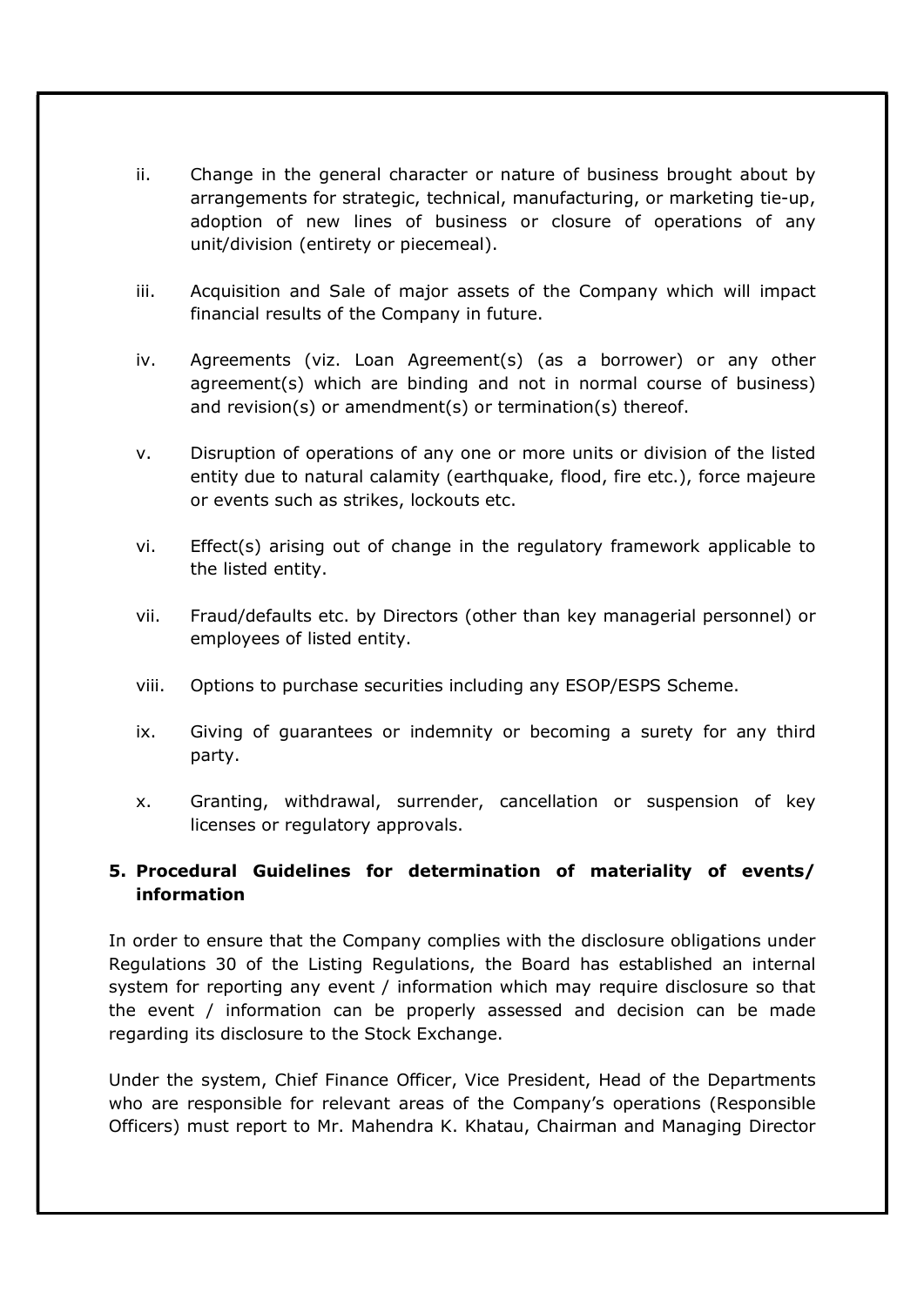ii. Change in the general character or nature of business brought about by arrangements for strategic, technical, manufacturing, or marketing tie-up, adoption of new lines of business or closure of operations of any unit/division (entirety or piecemeal).

iii. Acquisition and Sale of major assets of the Company which will impact financial results of the Company in future.

iv. Agreements (viz. Loan Agreement(s) (as a borrower) or any other agreement(s) which are binding and not in normal course of business) and revision(s) or amendment(s) or termination(s) thereof.

v. Disruption of operations of any one or more units or division of the listed entity due to natural calamity (earthquake, flood, fire etc.), force majeure or events such as strikes, lockouts etc.

vi. Effect(s) arising out of change in the regulatory framework applicable to the listed entity.

vii. Fraud/defaults etc. by Directors (other than key managerial personnel) or employees of listed entity.

viii. Options to purchase securities including any ESOP/ESPS Scheme.

ix. Giving of guarantees or indemnity or becoming a surety for any third party.

x. Granting, withdrawal, surrender, cancellation or suspension of key licenses or regulatory approvals.

## 5. Procedural Guidelines for determination of materiality of events/ information

In order to ensure that the Company complies with the disclosure obligations under Regulations 30 of the Listing Regulations, the Board has established an internal system for reporting any event / information which may require disclosure so that the event / information can be properly assessed and decision can be made regarding its disclosure to the Stock Exchange.

Under the system, Chief Finance Officer, Vice President, Head of the Departments who are responsible for relevant areas of the Company's operations (Responsible Officers) must report to Mr. Mahendra K. Khatau, Chairman and Managing Director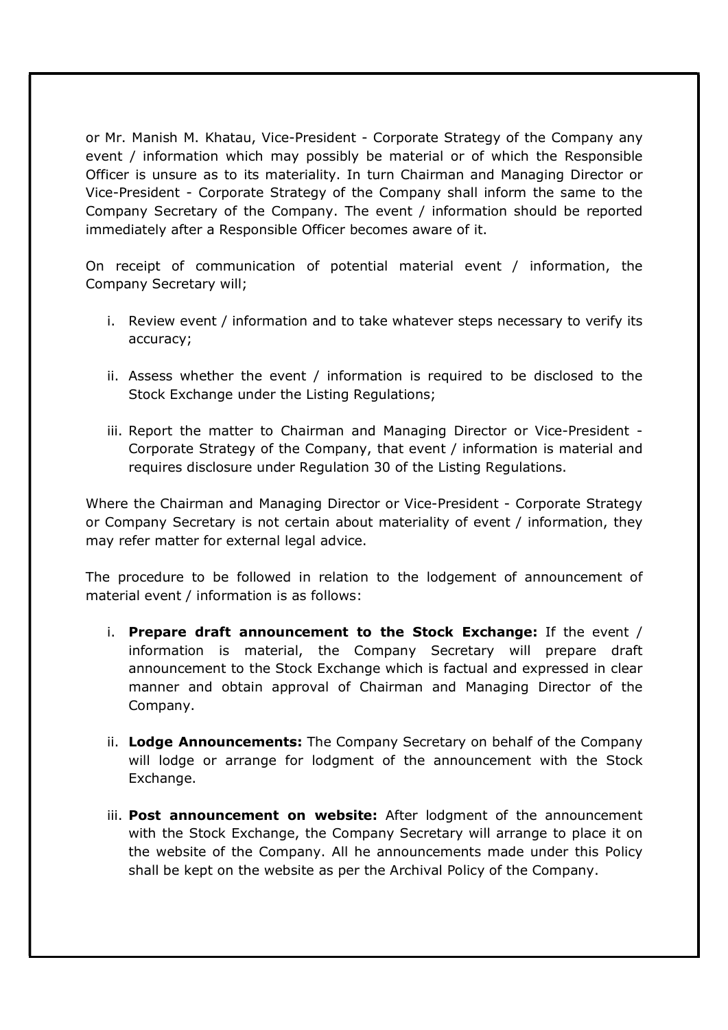or Mr. Manish M. Khatau, Vice-President - Corporate Strategy of the Company any event / information which may possibly be material or of which the Responsible Officer is unsure as to its materiality. In turn Chairman and Managing Director or Vice-President - Corporate Strategy of the Company shall inform the same to the Company Secretary of the Company. The event / information should be reported immediately after a Responsible Officer becomes aware of it.

On receipt of communication of potential material event / information, the Company Secretary will;

i. Review event / information and to take whatever steps necessary to verify its accuracy;

ii. Assess whether the event / information is required to be disclosed to the Stock Exchange under the Listing Regulations;

iii. Report the matter to Chairman and Managing Director or Vice-President - Corporate Strategy of the Company, that event / information is material and requires disclosure under Regulation 30 of the Listing Regulations.

Where the Chairman and Managing Director or Vice-President - Corporate Strategy or Company Secretary is not certain about materiality of event / information, they may refer matter for external legal advice.

The procedure to be followed in relation to the lodgement of announcement of material event / information is as follows:

i. **Prepare draft announcement to the Stock Exchange:** If the event / information is material, the Company Secretary will prepare draft announcement to the Stock Exchange which is factual and expressed in clear manner and obtain approval of Chairman and Managing Director of the Company.

ii. **Lodge Announcements:** The Company Secretary on behalf of the Company will lodge or arrange for lodgment of the announcement with the Stock Exchange.

iii. **Post announcement on website:** After lodgment of the announcement with the Stock Exchange, the Company Secretary will arrange to place it on the website of the Company. All he announcements made under this Policy shall be kept on the website as per the Archival Policy of the Company.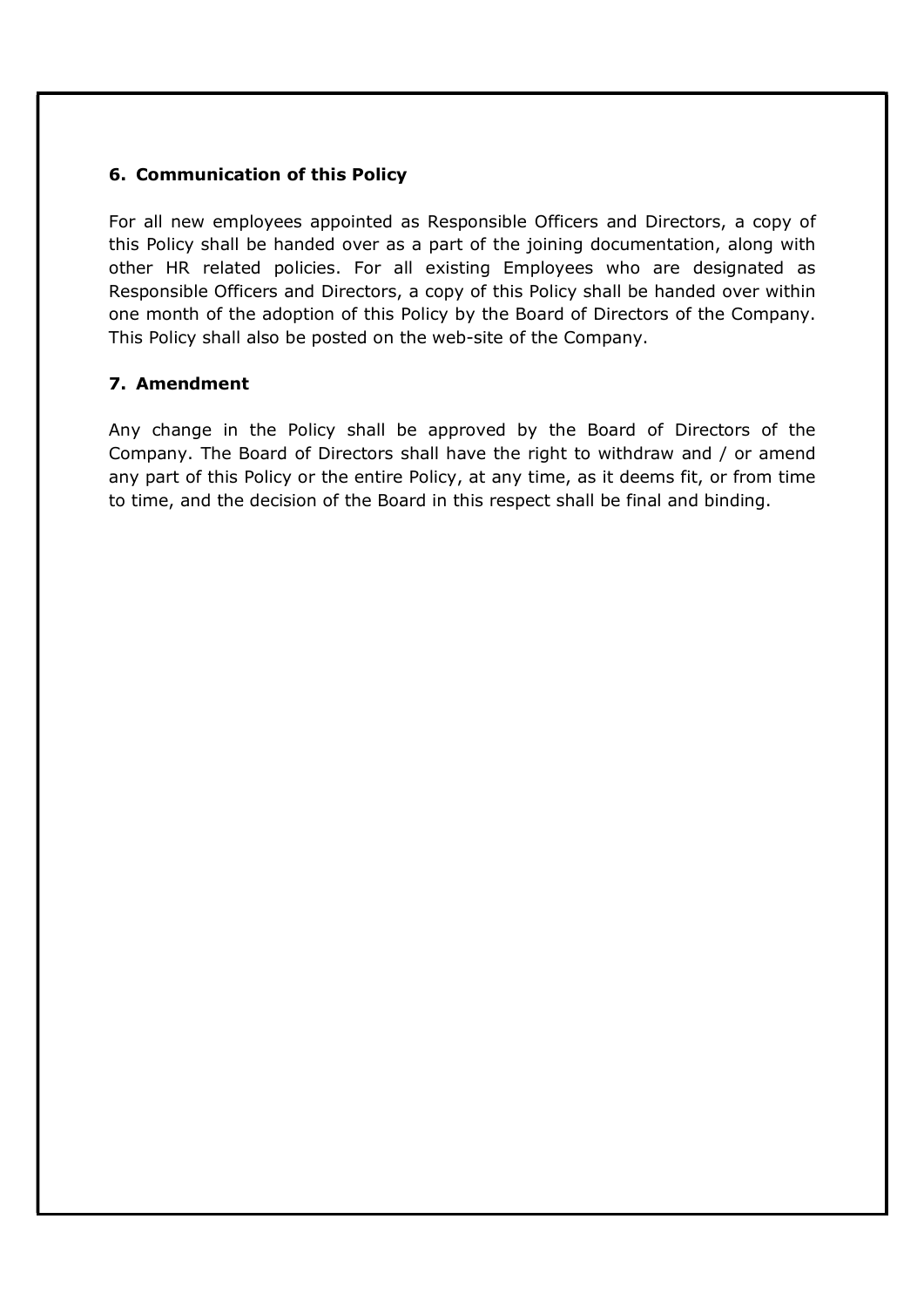## 6. Communication of this Policy

For all new employees appointed as Responsible Officers and Directors, a copy of this Policy shall be handed over as a part of the joining documentation, along with other HR related policies. For all existing Employees who are designated as Responsible Officers and Directors, a copy of this Policy shall be handed over within one month of the adoption of this Policy by the Board of Directors of the Company. This Policy shall also be posted on the web-site of the Company.

## 7. Amendment

Any change in the Policy shall be approved by the Board of Directors of the Company. The Board of Directors shall have the right to withdraw and / or amend any part of this Policy or the entire Policy, at any time, as it deems fit, or from time to time, and the decision of the Board in this respect shall be final and binding.